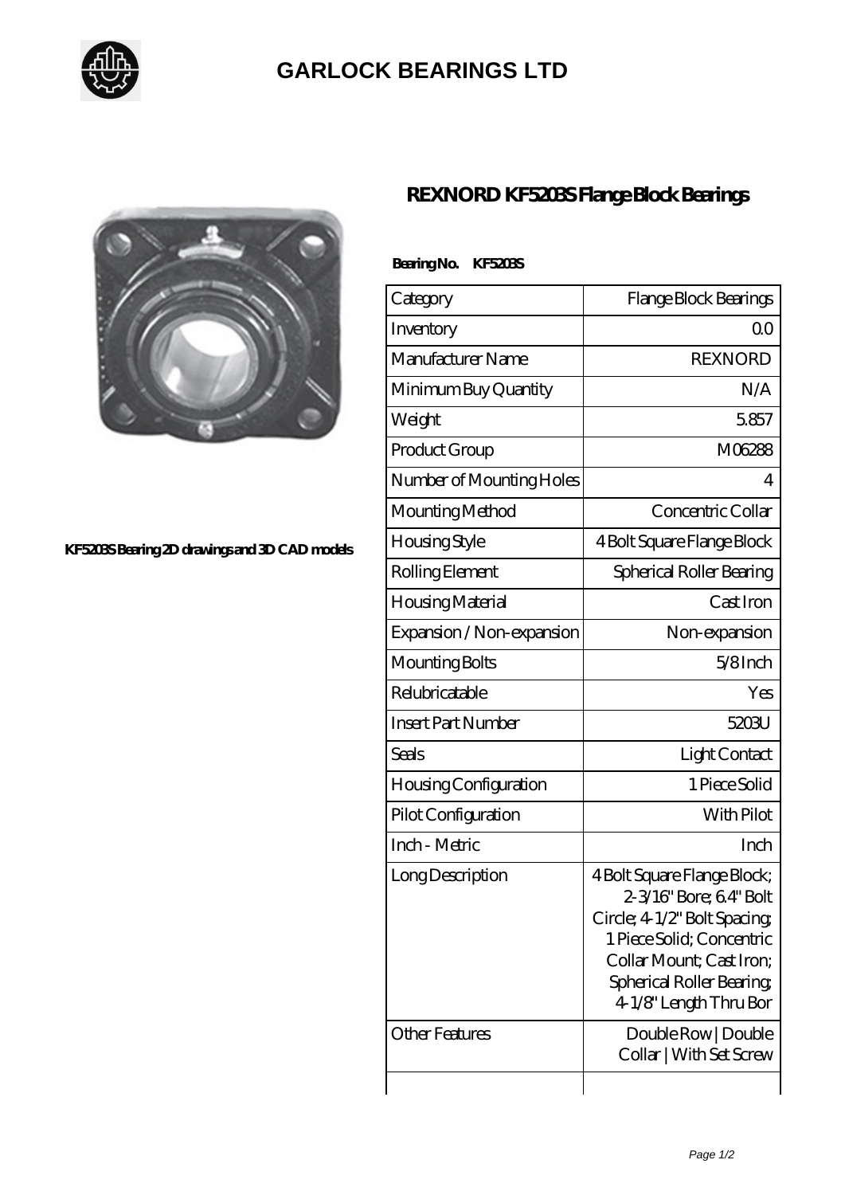# GARLOCK BEARINGS LTD

KF5203S Bearing 2D drawings and 3D CAD models

## REXNORD KF5203S Flange Block Bearings

**Bearing No. KF5203S**

| Category | Flange Block Bearings |
|---|---|
| Inventory | 0.0 |
| Manufacturer Name | REXNORD |
| Minimum Buy Quantity | N/A |
| Weight | 5.857 |
| Product Group | M06288 |
| Number of Mounting Holes | 4 |
| Mounting Method | Concentric Collar |
| Housing Style | 4 Bolt Square Flange Block |
| Rolling Element | Spherical Roller Bearing |
| Housing Material | Cast Iron |
| Expansion / Non-expansion | Non-expansion |
| Mounting Bolts | 5/8 Inch |
| Relubricatable | Yes |
| Insert Part Number | 5203U |
| Seals | Light Contact |
| Housing Configuration | 1 Piece Solid |
| Pilot Configuration | With Pilot |
| Inch - Metric | Inch |
| Long Description | 4 Bolt Square Flange Block; 2-3/16" Bore; 6.4" Bolt Circle; 4-1/2" Bolt Spacing; 1 Piece Solid; Concentric Collar Mount; Cast Iron; Spherical Roller Bearing; 4-1/8" Length Thru Bor |
| Other Features | Double Row \| Double Collar \| With Set Screw |
| | |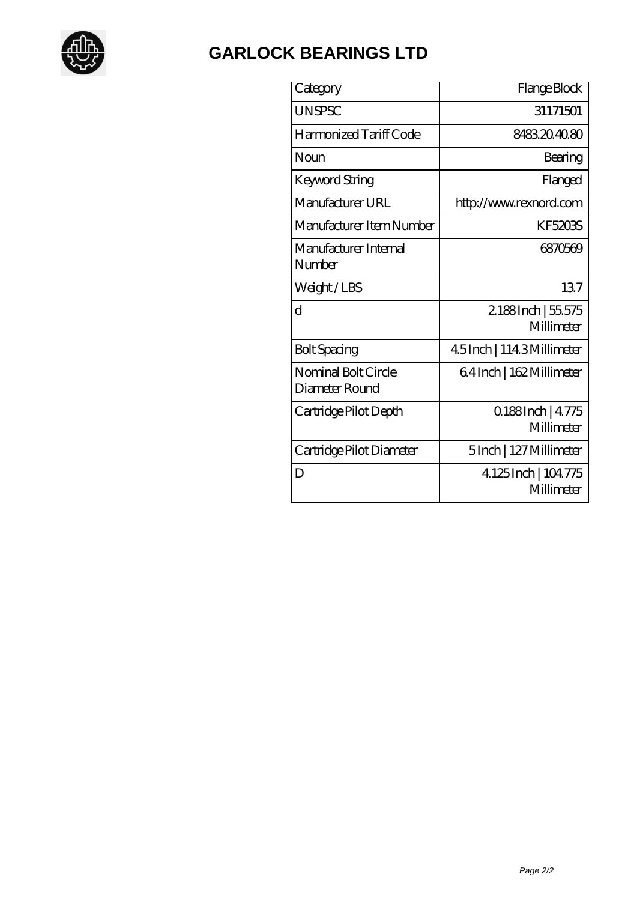# GARLOCK BEARINGS LTD

| | |
|---|---|
| Category | Flange Block |
| UNSPSC | 31171501 |
| Harmonized Tariff Code | 8483.20.40.80 |
| Noun | Bearing |
| Keyword String | Flanged |
| Manufacturer URL | http://www.rexnord.com |
| Manufacturer Item Number | KF5203S |
| Manufacturer Internal Number | 6870569 |
| Weight / LBS | 13.7 |
| d | 2.188 Inch \| 55.575 Millimeter |
| Bolt Spacing | 4.5 Inch \| 114.3 Millimeter |
| Nominal Bolt Circle Diameter Round | 6.4 Inch \| 162 Millimeter |
| Cartridge Pilot Depth | 0.188 Inch \| 4.775 Millimeter |
| Cartridge Pilot Diameter | 5 Inch \| 127 Millimeter |
| D | 4.125 Inch \| 104.775 Millimeter |